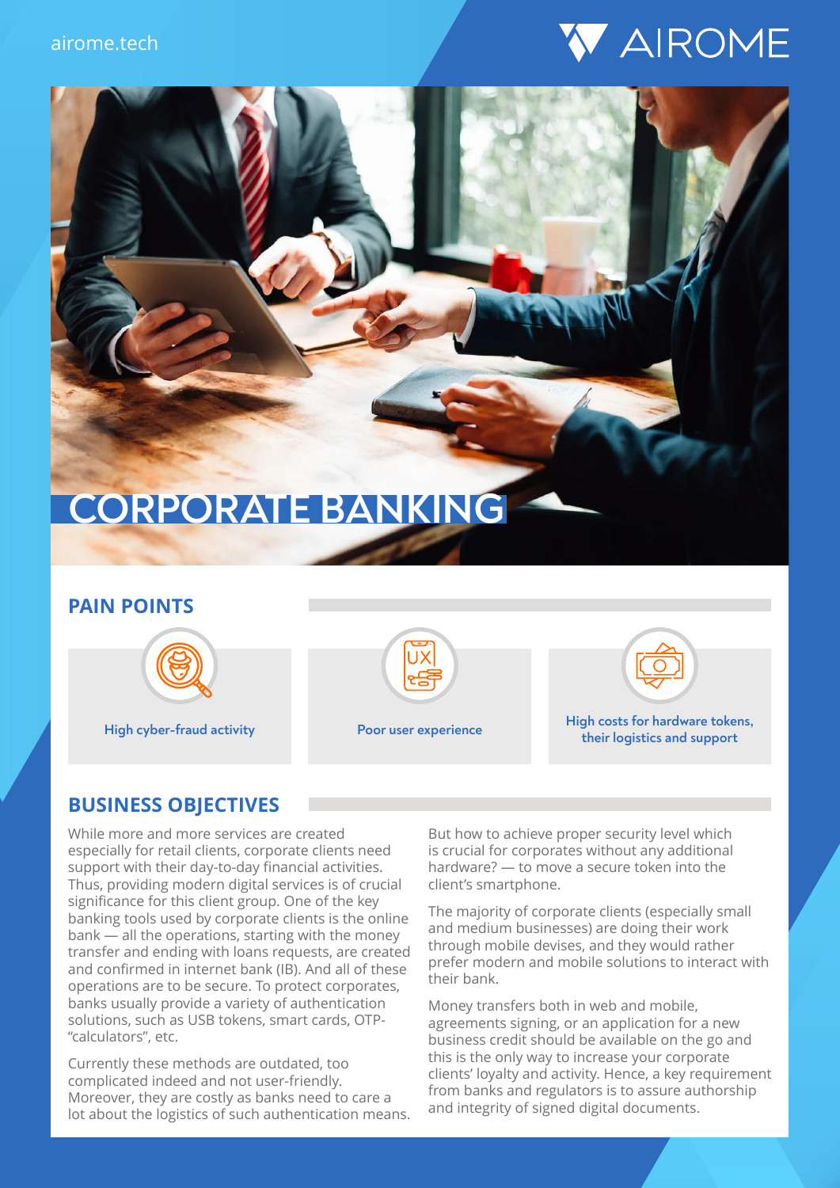airome.tech

AIROME

# CORPORATE BANKING

## PAIN POINTS

- High cyber-fraud activity
- Poor user experience
- High costs for hardware tokens, their logistics and support

## BUSINESS OBJECTIVES

While more and more services are created especially for retail clients, corporate clients need support with their day-to-day financial activities. Thus, providing modern digital services is of crucial significance for this client group. One of the key banking tools used by corporate clients is the online bank — all the operations, starting with the money transfer and ending with loans requests, are created and confirmed in internet bank (IB). And all of these operations are to be secure. To protect corporates, banks usually provide a variety of authentication solutions, such as USB tokens, smart cards, OTP-“calculators”, etc.

Currently these methods are outdated, too complicated indeed and not user-friendly. Moreover, they are costly as banks need to care a lot about the logistics of such authentication means.

But how to achieve proper security level which is crucial for corporates without any additional hardware? — to move a secure token into the client’s smartphone.

The majority of corporate clients (especially small and medium businesses) are doing their work through mobile devises, and they would rather prefer modern and mobile solutions to interact with their bank.

Money transfers both in web and mobile, agreements signing, or an application for a new business credit should be available on the go and this is the only way to increase your corporate clients’ loyalty and activity. Hence, a key requirement from banks and regulators is to assure authorship and integrity of signed digital documents.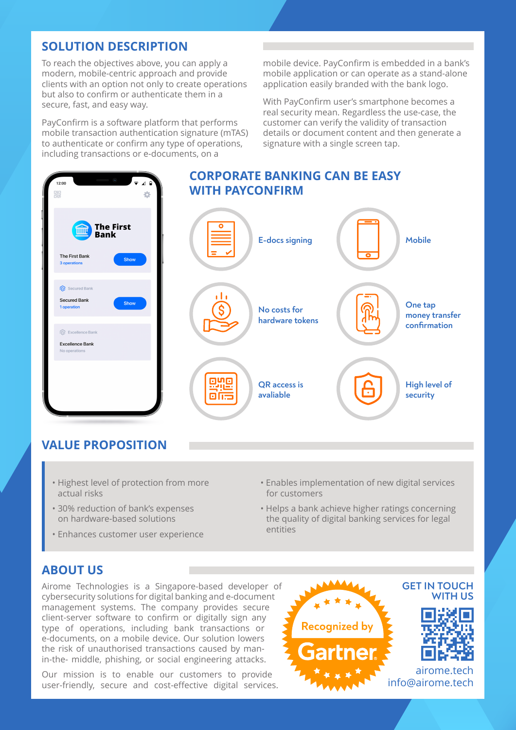## SOLUTION DESCRIPTION

To reach the objectives above, you can apply a modern, mobile-centric approach and provide clients with an option not only to create operations but also to confirm or authenticate them in a secure, fast, and easy way.

PayConfirm is a software platform that performs mobile transaction authentication signature (mTAS) to authenticate or confirm any type of operations, including transactions or e-documents, on a mobile device. PayConfirm is embedded in a bank's mobile application or can operate as a stand-alone application easily branded with the bank logo.

With PayConfirm user's smartphone becomes a real security mean. Regardless the use-case, the customer can verify the validity of transaction details or document content and then generate a signature with a single screen tap.

## CORPORATE BANKING CAN BE EASY WITH PAYCONFIRM

- E-docs signing
- Mobile
- No costs for hardware tokens
- One tap money transfer confirmation
- QR access is avaliable
- High level of security

## VALUE PROPOSITION

- Highest level of protection from more actual risks
- 30% reduction of bank's expenses on hardware-based solutions
- Enhances customer user experience
- Enables implementation of new digital services for customers
- Helps a bank achieve higher ratings concerning the quality of digital banking services for legal entities

## ABOUT US

Airome Technologies is a Singapore-based developer of cybersecurity solutions for digital banking and e-document management systems. The company provides secure client-server software to confirm or digitally sign any type of operations, including bank transactions or e-documents, on a mobile device. Our solution lowers the risk of unauthorised transactions caused by man-in-the- middle, phishing, or social engineering attacks.

Our mission is to enable our customers to provide user-friendly, secure and cost-effective digital services.

Recognized by Gartner

### GET IN TOUCH WITH US

airome.tech
info@airome.tech